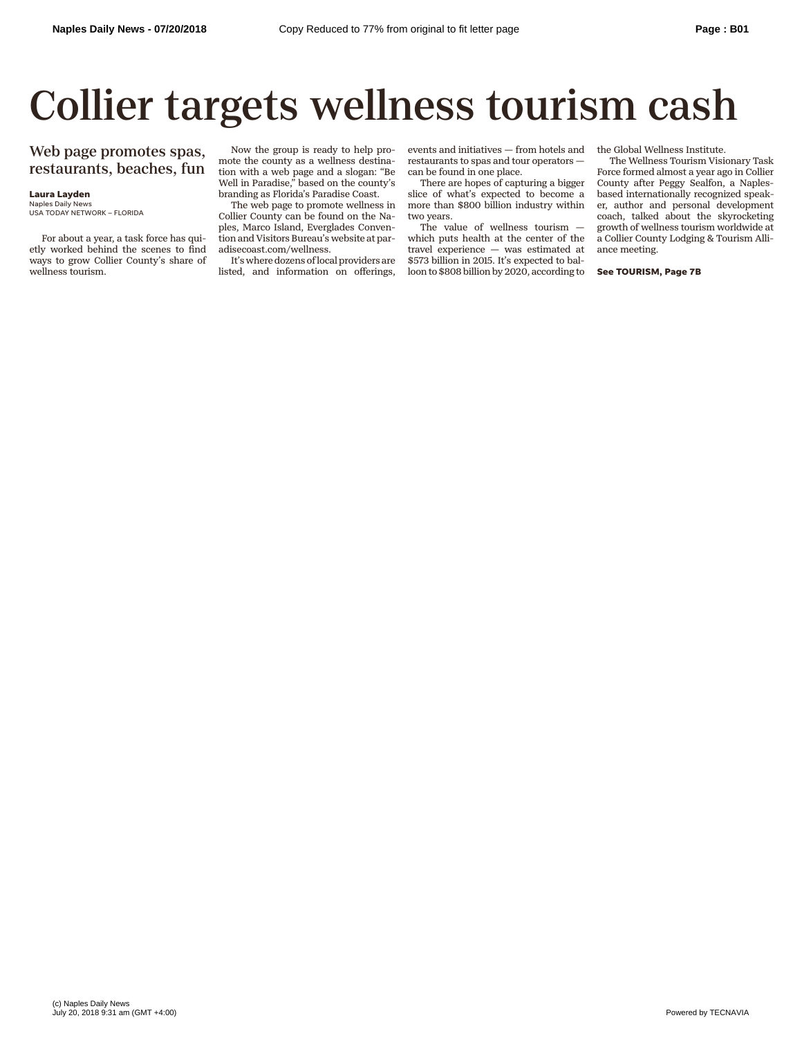# Collier targets wellness tourism cash

## Web page promotes spas, restaurants, beaches, fun

**Laura Layden**
Naples Daily News
USA TODAY NETWORK – FLORIDA

For about a year, a task force has quietly worked behind the scenes to find ways to grow Collier County's share of wellness tourism.

Now the group is ready to help promote the county as a wellness destination with a web page and a slogan: "Be Well in Paradise," based on the county's branding as Florida's Paradise Coast.

The web page to promote wellness in Collier County can be found on the Naples, Marco Island, Everglades Convention and Visitors Bureau's website at paradisecoast.com/wellness.

It's where dozens of local providers are listed, and information on offerings, events and initiatives — from hotels and restaurants to spas and tour operators — can be found in one place.

There are hopes of capturing a bigger slice of what's expected to become a more than $800 billion industry within two years.

The value of wellness tourism — which puts health at the center of the travel experience — was estimated at $573 billion in 2015. It's expected to balloon to $808 billion by 2020, according to the Global Wellness Institute.

The Wellness Tourism Visionary Task Force formed almost a year ago in Collier County after Peggy Sealfon, a Naples-based internationally recognized speaker, author and personal development coach, talked about the skyrocketing growth of wellness tourism worldwide at a Collier County Lodging & Tourism Alliance meeting.

**See TOURISM, Page 7B**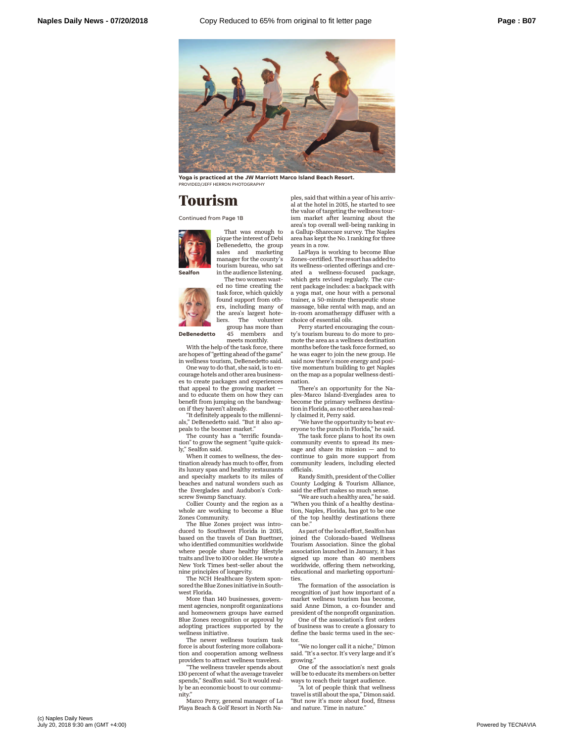Yoga is practiced at the JW Marriott Marco Island Beach Resort.
PROVIDED/JEFF HERRON PHOTOGRAPHY

# Tourism

Continued from Page 1B

Sealfon

DeBenedetto

That was enough to pique the interest of Debi DeBenedetto, the group sales and marketing manager for the county's tourism bureau, who sat in the audience listening.

The two women wasted no time creating the task force, which quickly found support from others, including many of the area's largest hoteliers. The volunteer group has more than 45 members and meets monthly.

With the help of the task force, there are hopes of "getting ahead of the game" in wellness tourism, DeBenedetto said.

One way to do that, she said, is to encourage hotels and other area businesses to create packages and experiences that appeal to the growing market — and to educate them on how they can benefit from jumping on the bandwagon if they haven't already.

"It definitely appeals to the millennials," DeBenedetto said. "But it also appeals to the boomer market."

The county has a "terrific foundation" to grow the segment "quite quickly," Sealfon said.

When it comes to wellness, the destination already has much to offer, from its luxury spas and healthy restaurants and specialty markets to its miles of beaches and natural wonders such as the Everglades and Audubon's Corkscrew Swamp Sanctuary.

Collier County and the region as a whole are working to become a Blue Zones Community.

The Blue Zones project was introduced to Southwest Florida in 2015, based on the travels of Dan Buettner, who identified communities worldwide where people share healthy lifestyle traits and live to 100 or older. He wrote a New York Times best-seller about the nine principles of longevity.

The NCH Healthcare System sponsored the Blue Zones initiative in Southwest Florida.

More than 140 businesses, government agencies, nonprofit organizations and homeowners groups have earned Blue Zones recognition or approval by adopting practices supported by the wellness initiative.

The newer wellness tourism task force is about fostering more collaboration and cooperation among wellness providers to attract wellness travelers.

"The wellness traveler spends about 130 percent of what the average traveler spends," Sealfon said. "So it would really be an economic boost to our community."

Marco Perry, general manager of La Playa Beach & Golf Resort in North Naples, said that within a year of his arrival at the hotel in 2015, he started to see the value of targeting the wellness tourism market after learning about the area's top overall well-being ranking in a Gallup-Sharecare survey. The Naples area has kept the No. 1 ranking for three years in a row.

LaPlaya is working to become Blue Zones-certified. The resort has added to its wellness-oriented offerings and created a wellness-focused package, which gets revised regularly. The current package includes: a backpack with a yoga mat, one hour with a personal trainer, a 50-minute therapeutic stone massage, bike rental with map, and an in-room aromatherapy diffuser with a choice of essential oils.

Perry started encouraging the county's tourism bureau to do more to promote the area as a wellness destination months before the task force formed, so he was eager to join the new group. He said now there's more energy and positive momentum building to get Naples on the map as a popular wellness destination.

There's an opportunity for the Naples-Marco Island-Everglades area to become the primary wellness destination in Florida, as no other area has really claimed it, Perry said.

"We have the opportunity to beat everyone to the punch in Florida," he said.

The task force plans to host its own community events to spread its message and share its mission — and to continue to gain more support from community leaders, including elected officials.

Randy Smith, president of the Collier County Lodging & Tourism Alliance, said the effort makes so much sense.

"We are such a healthy area," he said. "When you think of a healthy destination, Naples, Florida, has got to be one of the top healthy destinations there can be."

As part of the local effort, Sealfon has joined the Colorado-based Wellness Tourism Association. Since the global association launched in January, it has signed up more than 40 members worldwide, offering them networking, educational and marketing opportunities.

The formation of the association is recognition of just how important of a market wellness tourism has become, said Anne Dimon, a co-founder and president of the nonprofit organization.

One of the association's first orders of business was to create a glossary to define the basic terms used in the sector.

"We no longer call it a niche," Dimon said. "It's a sector. It's very large and it's growing."

One of the association's next goals will be to educate its members on better ways to reach their target audience.

"A lot of people think that wellness travel is still about the spa," Dimon said. "But now it's more about food, fitness and nature. Time in nature."